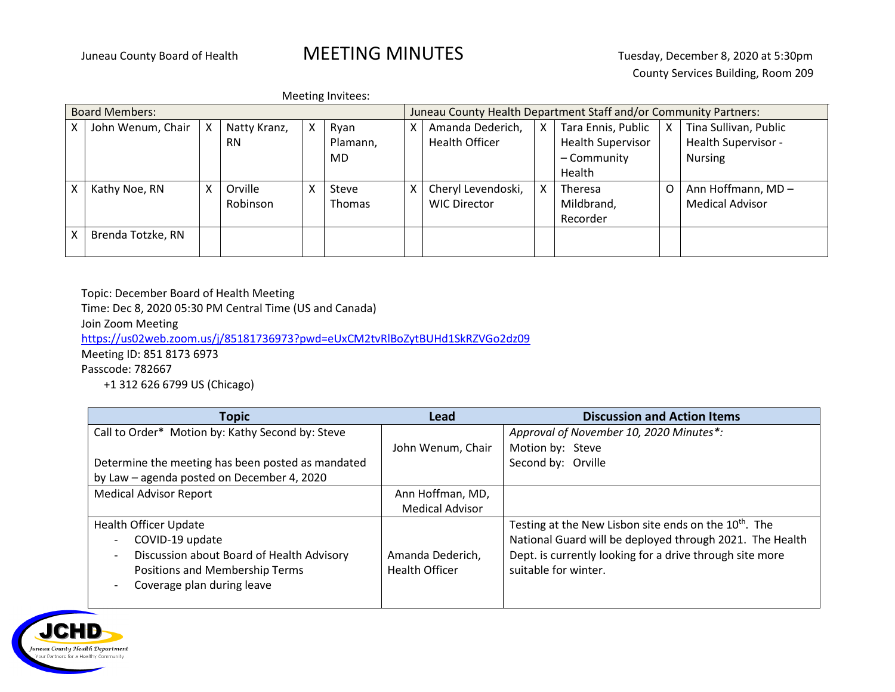Juneau County Board of Health

# MEETING MINUTES

Tuesday, December 8, 2020 at 5:30pm
County Services Building, Room 209

Meeting Invitees:

| Board Members: | | | | | | Juneau County Health Department Staff and/or Community Partners: | | | | | |
|---|---|---|---|---|---|---|---|---|---|---|---|
| X | John Wenum, Chair | X | Natty Kranz, RN | X | Ryan Plamann, MD | X | Amanda Dederich, Health Officer | X | Tara Ennis, Public Health Supervisor – Community Health | X | Tina Sullivan, Public Health Supervisor - Nursing |
| X | Kathy Noe, RN | X | Orville Robinson | X | Steve Thomas | X | Cheryl Levendoski, WIC Director | X | Theresa Mildbrand, Recorder | O | Ann Hoffmann, MD – Medical Advisor |
| X | Brenda Totzke, RN | | | | | | | | | | |

Topic: December Board of Health Meeting
Time: Dec 8, 2020 05:30 PM Central Time (US and Canada)
Join Zoom Meeting
https://us02web.zoom.us/j/85181736973?pwd=eUxCM2tvRlBoZytBUHd1SkRZVGo2dz09
Meeting ID: 851 8173 6973
Passcode: 782667
+1 312 626 6799 US (Chicago)

| Topic | Lead | Discussion and Action Items |
|---|---|---|
| Call to Order* Motion by: Kathy Second by: Steve<br><br>Determine the meeting has been posted as mandated by Law – agenda posted on December 4, 2020 | John Wenum, Chair | *Approval of November 10, 2020 Minutes*:*<br>Motion by: Steve<br>Second by: Orville |
| Medical Advisor Report | Ann Hoffman, MD, Medical Advisor | |
| Health Officer Update<br>- COVID-19 update<br>- Discussion about Board of Health Advisory Positions and Membership Terms<br>- Coverage plan during leave | Amanda Dederich, Health Officer | Testing at the New Lisbon site ends on the 10th. The National Guard will be deployed through 2021. The Health Dept. is currently looking for a drive through site more suitable for winter. |

JCHD
Juneau County Health Department
Your Partners for a Healthy Community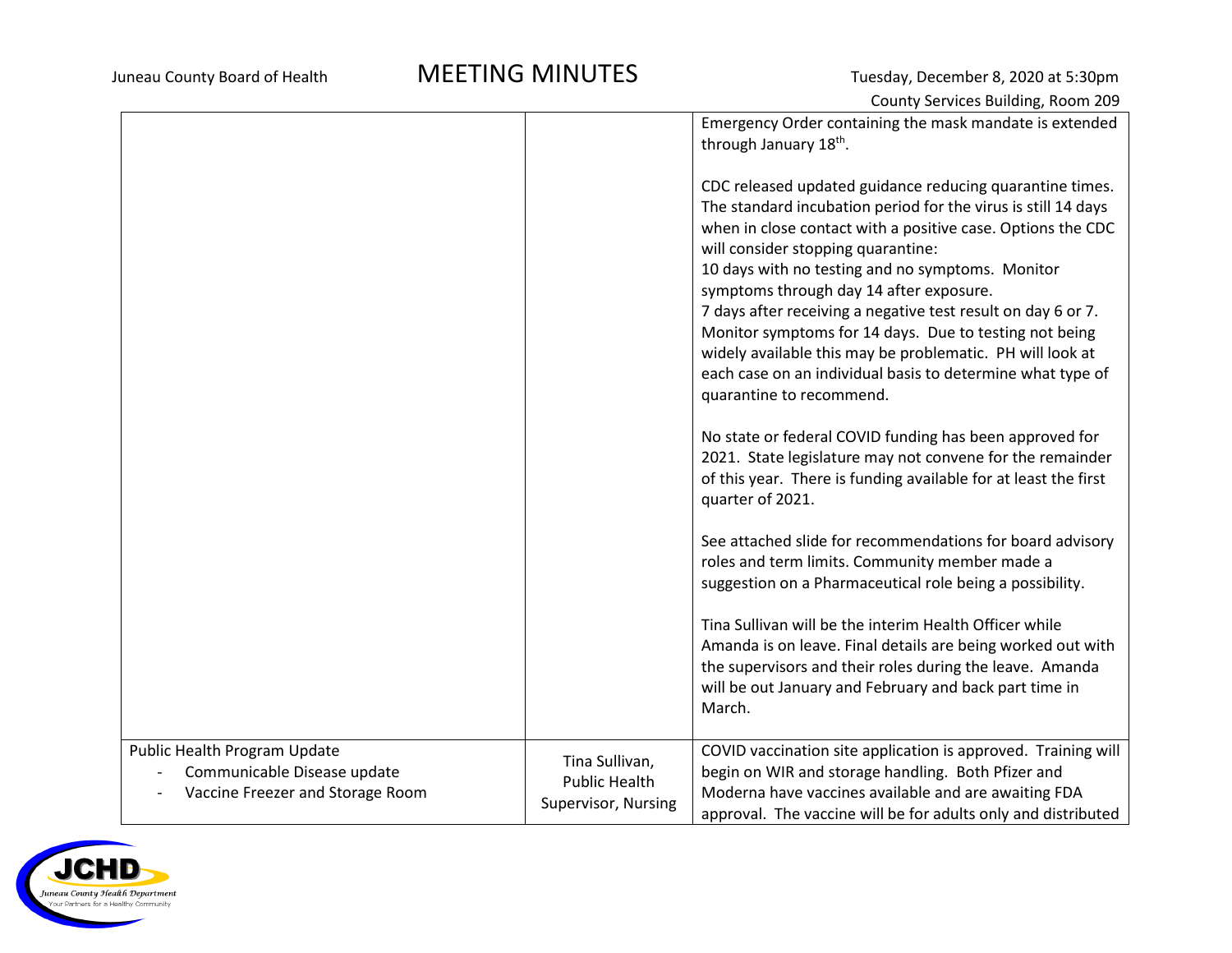| | | |
|---|---|---|
| | | Emergency Order containing the mask mandate is extended through January 18th.<br><br>CDC released updated guidance reducing quarantine times. The standard incubation period for the virus is still 14 days when in close contact with a positive case. Options the CDC will consider stopping quarantine:<br>10 days with no testing and no symptoms. Monitor symptoms through day 14 after exposure.<br>7 days after receiving a negative test result on day 6 or 7. Monitor symptoms for 14 days. Due to testing not being widely available this may be problematic. PH will look at each case on an individual basis to determine what type of quarantine to recommend.<br><br>No state or federal COVID funding has been approved for 2021. State legislature may not convene for the remainder of this year. There is funding available for at least the first quarter of 2021.<br><br>See attached slide for recommendations for board advisory roles and term limits. Community member made a suggestion on a Pharmaceutical role being a possibility.<br><br>Tina Sullivan will be the interim Health Officer while Amanda is on leave. Final details are being worked out with the supervisors and their roles during the leave. Amanda will be out January and February and back part time in March. |
| Public Health Program Update<br>- Communicable Disease update<br>- Vaccine Freezer and Storage Room | Tina Sullivan, Public Health Supervisor, Nursing | COVID vaccination site application is approved. Training will begin on WIR and storage handling. Both Pfizer and Moderna have vaccines available and are awaiting FDA approval. The vaccine will be for adults only and distributed |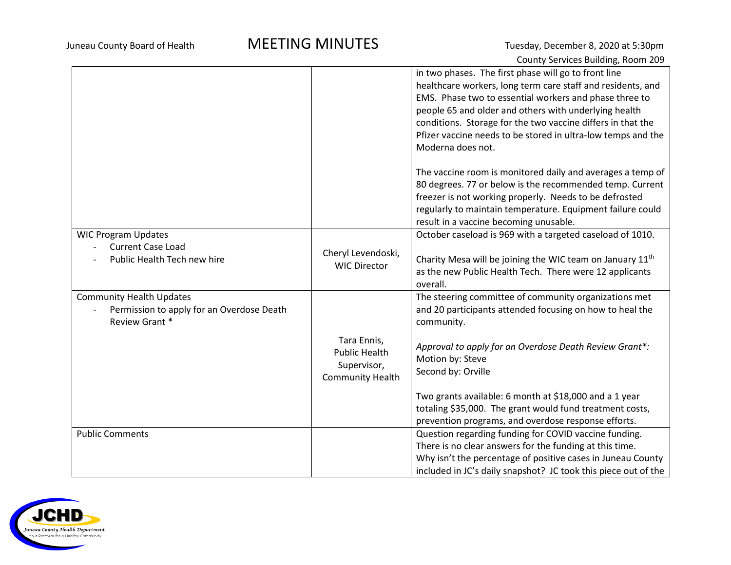| | | |
|---|---|---|
| | | in two phases. The first phase will go to front line healthcare workers, long term care staff and residents, and EMS. Phase two to essential workers and phase three to people 65 and older and others with underlying health conditions. Storage for the two vaccine differs in that the Pfizer vaccine needs to be stored in ultra-low temps and the Moderna does not.<br><br>The vaccine room is monitored daily and averages a temp of 80 degrees. 77 or below is the recommended temp. Current freezer is not working properly. Needs to be defrosted regularly to maintain temperature. Equipment failure could result in a vaccine becoming unusable. |
| WIC Program Updates<br>- Current Case Load<br>- Public Health Tech new hire | Cheryl Levendoski, WIC Director | October caseload is 969 with a targeted caseload of 1010.<br><br>Charity Mesa will be joining the WIC team on January 11th as the new Public Health Tech. There were 12 applicants overall. |
| Community Health Updates<br>- Permission to apply for an Overdose Death Review Grant * | Tara Ennis, Public Health Supervisor, Community Health | The steering committee of community organizations met and 20 participants attended focusing on how to heal the community.<br><br>*Approval to apply for an Overdose Death Review Grant*:*<br>Motion by: Steve<br>Second by: Orville<br><br>Two grants available: 6 month at $18,000 and a 1 year totaling $35,000. The grant would fund treatment costs, prevention programs, and overdose response efforts. |
| Public Comments | | Question regarding funding for COVID vaccine funding. There is no clear answers for the funding at this time.<br>Why isn't the percentage of positive cases in Juneau County included in JC's daily snapshot? JC took this piece out of the |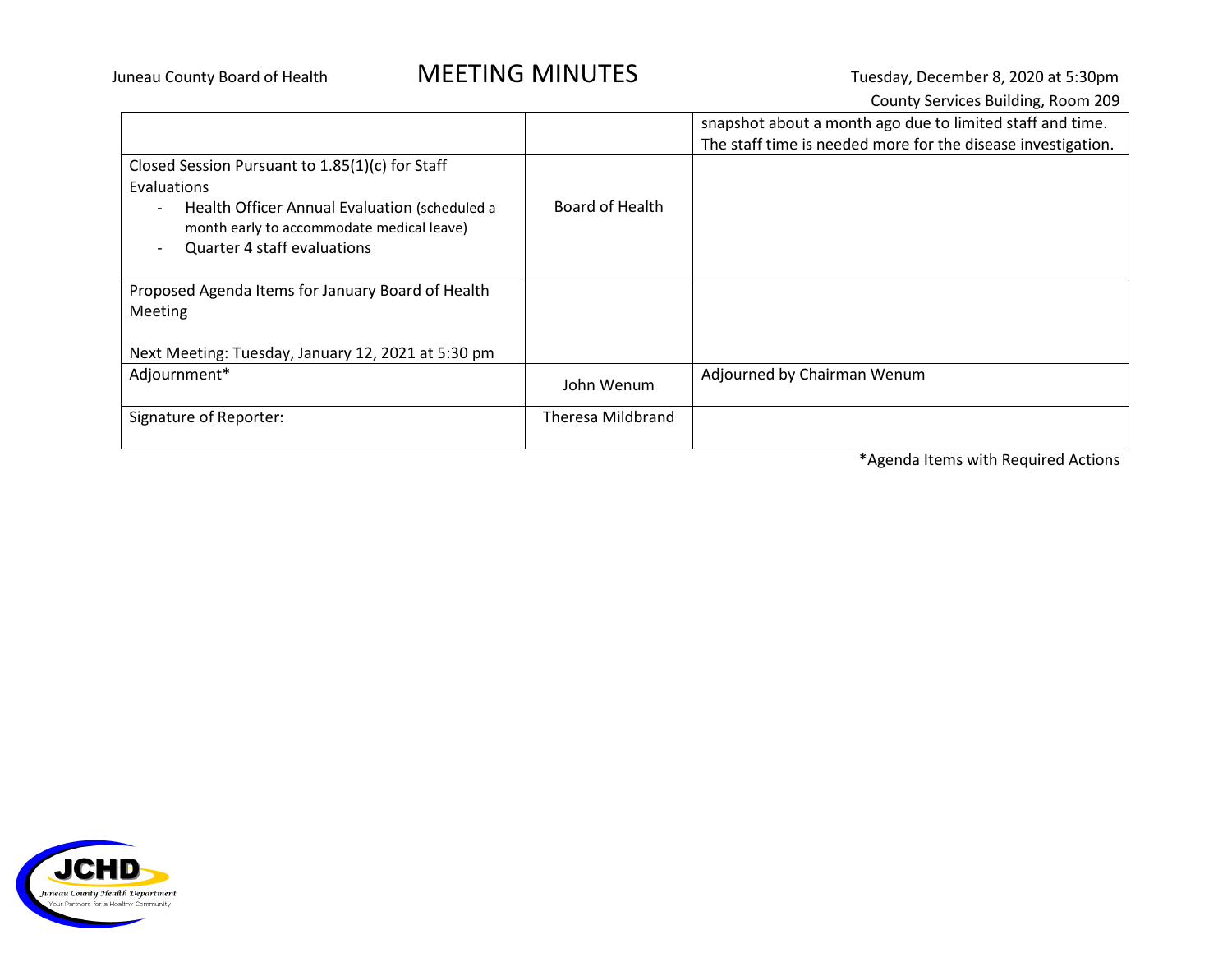| | | |
|---|---|---|
| | | snapshot about a month ago due to limited staff and time. The staff time is needed more for the disease investigation. |
| Closed Session Pursuant to 1.85(1)(c) for Staff Evaluations<br>- Health Officer Annual Evaluation (scheduled a month early to accommodate medical leave)<br>- Quarter 4 staff evaluations | Board of Health | |
| Proposed Agenda Items for January Board of Health Meeting<br><br>Next Meeting: Tuesday, January 12, 2021 at 5:30 pm | | |
| Adjournment* | John Wenum | Adjourned by Chairman Wenum |
| Signature of Reporter: | Theresa Mildbrand | |

*Agenda Items with Required Actions